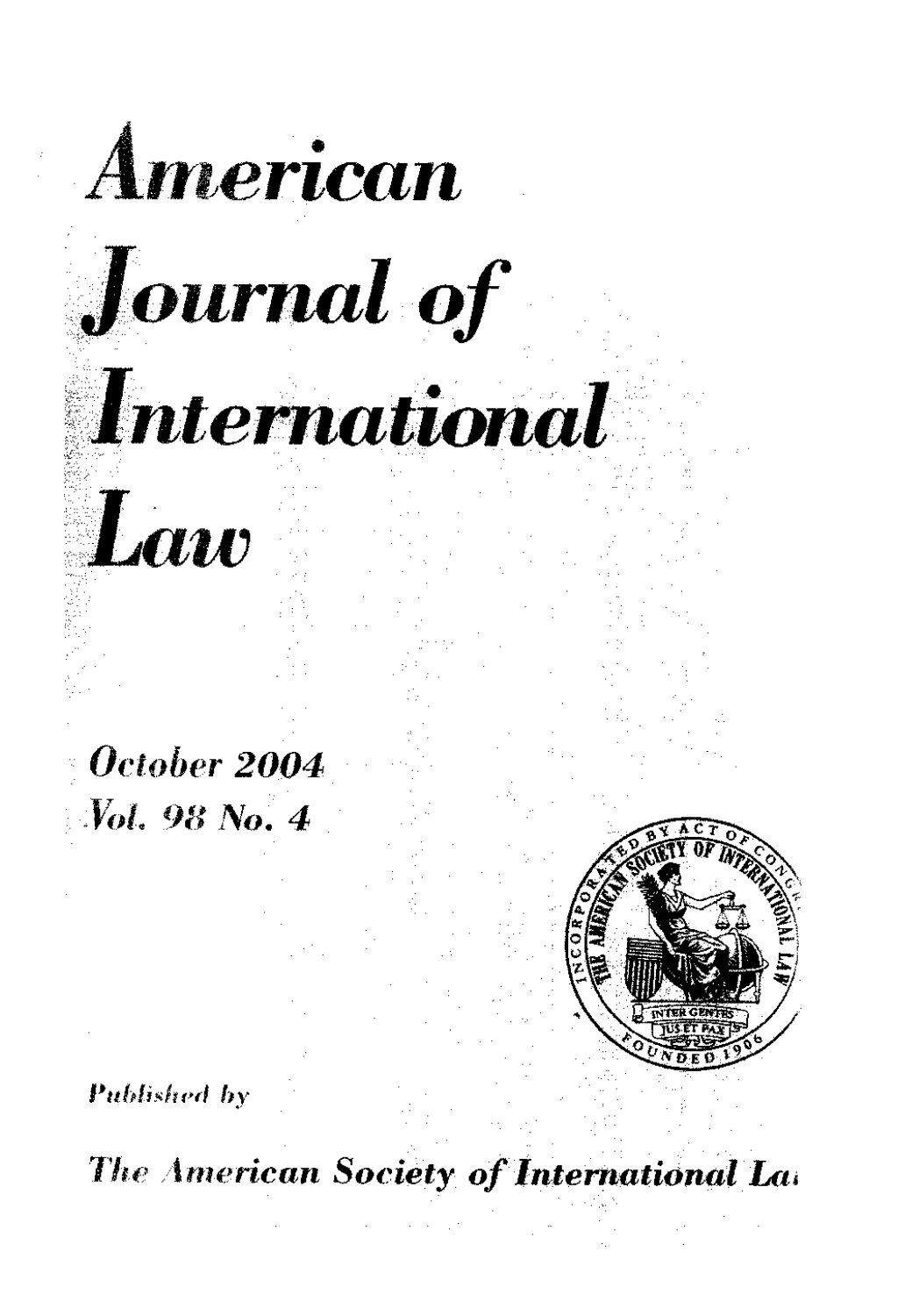# American Journal of International Law

October 2004
Vol. 98 No. 4

Published by

The American Society of International Law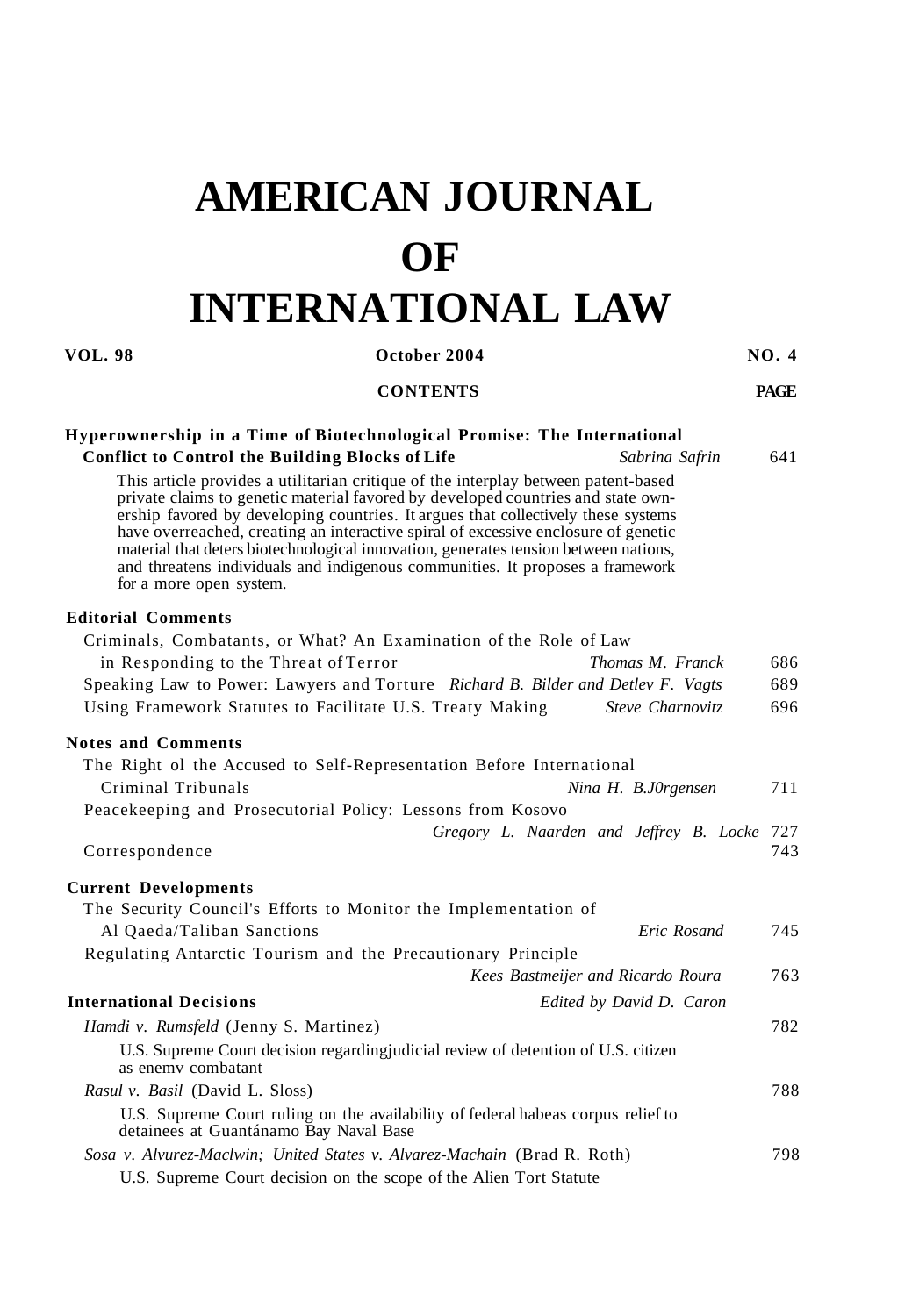# AMERICAN JOURNAL OF INTERNATIONAL LAW

**VOL. 98** | **October 2004** | **NO. 4**

**CONTENTS** | **PAGE**

**Hyperownership in a Time of Biotechnological Promise: The International Conflict to Control the Building Blocks of Life** — *Sabrina Safrin* — 641

This article provides a utilitarian critique of the interplay between patent-based private claims to genetic material favored by developed countries and state ownership favored by developing countries. It argues that collectively these systems have overreached, creating an interactive spiral of excessive enclosure of genetic material that deters biotechnological innovation, generates tension between nations, and threatens individuals and indigenous communities. It proposes a framework for a more open system.

## Editorial Comments

Criminals, Combatants, or What? An Examination of the Role of Law in Responding to the Threat of Terror — *Thomas M. Franck* — 686

Speaking Law to Power: Lawyers and Torture — *Richard B. Bilder and Detlev F. Vagts* — 689

Using Framework Statutes to Facilitate U.S. Treaty Making — *Steve Charnovitz* — 696

## Notes and Comments

The Right ol the Accused to Self-Representation Before International Criminal Tribunals — *Nina H. B.J0rgensen* — 711

Peacekeeping and Prosecutorial Policy: Lessons from Kosovo — *Gregory L. Naarden and Jeffrey B. Locke* — 727

Correspondence — 743

## Current Developments

The Security Council's Efforts to Monitor the Implementation of Al Qaeda/Taliban Sanctions — *Eric Rosand* — 745

Regulating Antarctic Tourism and the Precautionary Principle — *Kees Bastmeijer and Ricardo Roura* — 763

## International Decisions — *Edited by David D. Caron*

*Hamdi v. Rumsfeld* (Jenny S. Martinez) — 782

U.S. Supreme Court decision regardingjudicial review of detention of U.S. citizen as enemv combatant

*Rasul v. Basil* (David L. Sloss) — 788

U.S. Supreme Court ruling on the availability of federal habeas corpus relief to detainees at Guantánamo Bay Naval Base

*Sosa v. Alvurez-Maclwin; United States v. Alvarez-Machain* (Brad R. Roth) — 798

U.S. Supreme Court decision on the scope of the Alien Tort Statute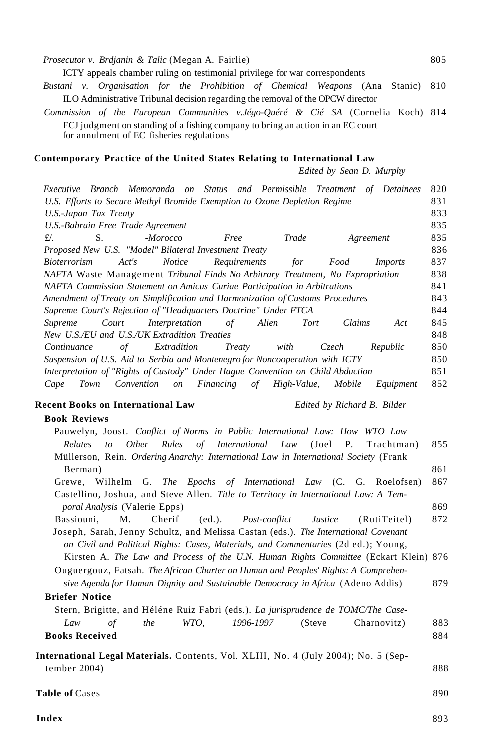*Prosecutor v. Brdjanin & Talic* (Megan A. Fairlie) 805

ICTY appeals chamber ruling on testimonial privilege for war correspondents

*Bustani v. Organisation for the Prohibition of Chemical Weapons* (Ana Stanic) 810

ILO Administrative Tribunal decision regarding the removal of the OPCW director

*Commission of the European Communities v.Jégo-Quéré & Cié SA* (Cornelia Koch) 814

ECJ judgment on standing of a fishing company to bring an action in an EC court for annulment of EC fisheries regulations

**Contemporary Practice of the United States Relating to International Law**

*Edited by Sean D. Murphy*

*Executive Branch Memoranda on Status and Permissible Treatment of Detainees* 820
*U.S. Efforts to Secure Methyl Bromide Exemption to Ozone Depletion Regime* 831
*U.S.-Japan Tax Treaty* 833
*U.S.-Bahrain Free Trade Agreement* 835
*£/. S. -Morocco Free Trade Agreement* 835
*Proposed New U.S. "Model" Bilateral Investment Treaty* 836
*Bioterrorism Act's Notice Requirements for Food Imports* 837
*NAFTA* Waste Management *Tribunal Finds No Arbitrary Treatment, No Expropriation* 838
*NAFTA Commission Statement on Amicus Curiae Participation in Arbitrations* 841
*Amendment of Treaty on Simplification and Harmonization of Customs Procedures* 843
*Supreme Court's Rejection of "Headquarters Doctrine" Under FTCA* 844
*Supreme Court Interpretation of Alien Tort Claims Act* 845
*New U.S./EU and U.S./UK Extradition Treaties* 848
*Continuance of Extradition Treaty with Czech Republic* 850
*Suspension of U.S. Aid to Serbia and Montenegro for Noncooperation with ICTY* 850
*Interpretation of "Rights of Custody" Under Hague Convention on Child Abduction* 851
*Cape Town Convention on Financing of High-Value, Mobile Equipment* 852

**Recent Books on International Law** *Edited by Richard B. Bilder*

**Book Reviews**

Pauwelyn, Joost. *Conflict of Norms in Public International Law: How WTO Law Relates to Other Rules of International Law* (Joel P. Trachtman) 855

Müllerson, Rein. *Ordering Anarchy: International Law in International Society* (Frank Berman) 861

Grewe, Wilhelm G. *The Epochs of International Law* (C. G. Roelofsen) 867

Castellino, Joshua, and Steve Allen. *Title to Territory in International Law: A Temporal Analysis* (Valerie Epps) 869

Bassiouni, M. Cherif (ed.). *Post-conflict Justice* (RutiTeitel) 872

Joseph, Sarah, Jenny Schultz, and Melissa Castan (eds.). *The International Covenant on Civil and Political Rights: Cases, Materials, and Commentaries* (2d ed.); Young, Kirsten A. *The Law and Process of the U.N. Human Rights Committee* (Eckart Klein) 876

Ouguergouz, Fatsah. *The African Charter on Human and Peoples' Rights: A Comprehensive Agenda for Human Dignity and Sustainable Democracy in Africa* (Adeno Addis) 879

**Briefer Notice**

Stern, Brigitte, and Héléne Ruiz Fabri (eds.). *La jurisprudence de TOMC/The Case-Law of the WTO, 1996-1997* (Steve Charnovitz) 883

**Books Received** 884

**International Legal Materials.** Contents, Vol. XLIII, No. 4 (July 2004); No. 5 (September 2004) 888

**Table of** Cases 890

**Index** 893